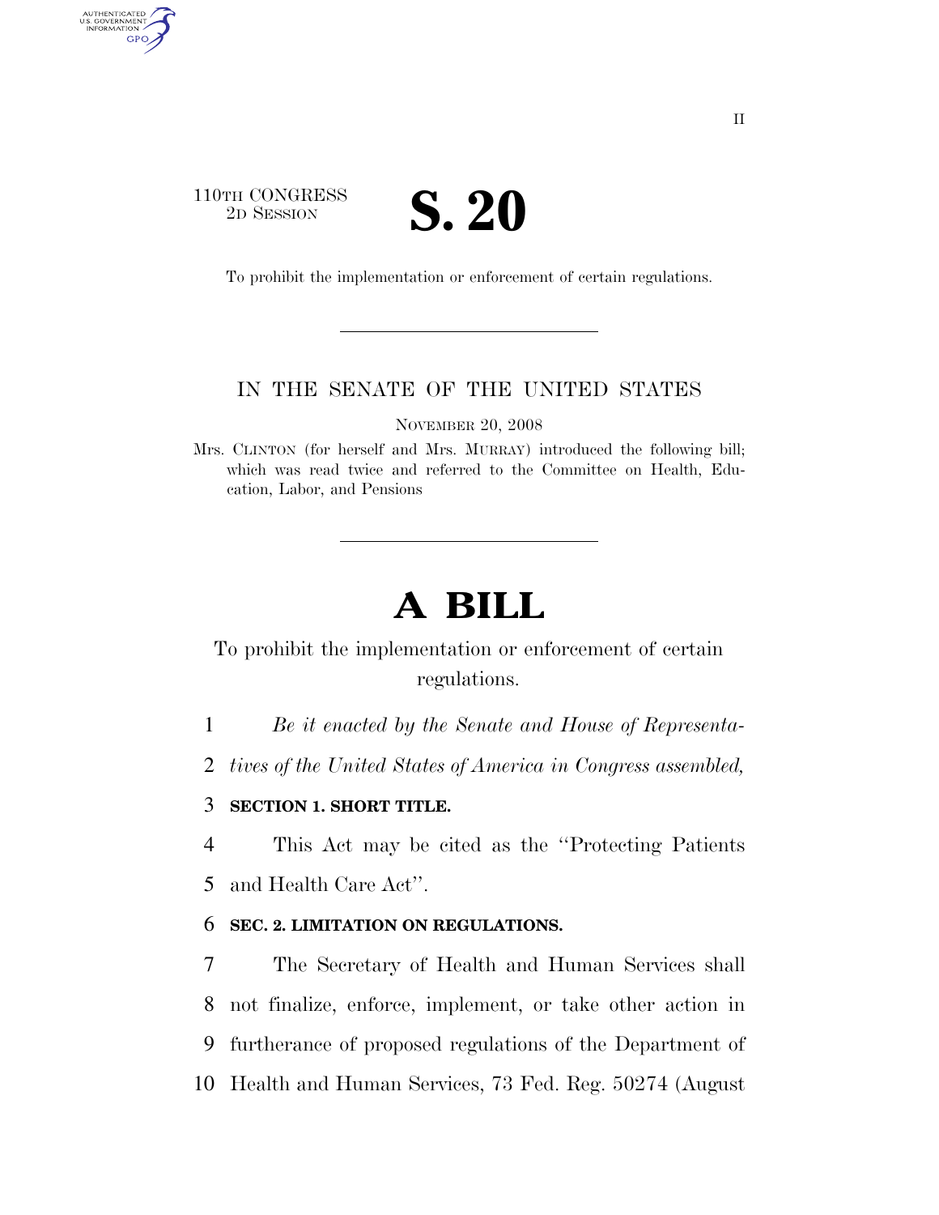110TH CONGRESS
2D SESSION

# S. 20

To prohibit the implementation or enforcement of certain regulations.

IN THE SENATE OF THE UNITED STATES

NOVEMBER 20, 2008

Mrs. CLINTON (for herself and Mrs. MURRAY) introduced the following bill; which was read twice and referred to the Committee on Health, Education, Labor, and Pensions

# A BILL

To prohibit the implementation or enforcement of certain regulations.

*Be it enacted by the Senate and House of Representatives of the United States of America in Congress assembled,*

**SECTION 1. SHORT TITLE.**

This Act may be cited as the ''Protecting Patients and Health Care Act''.

**SEC. 2. LIMITATION ON REGULATIONS.**

The Secretary of Health and Human Services shall not finalize, enforce, implement, or take other action in furtherance of proposed regulations of the Department of Health and Human Services, 73 Fed. Reg. 50274 (August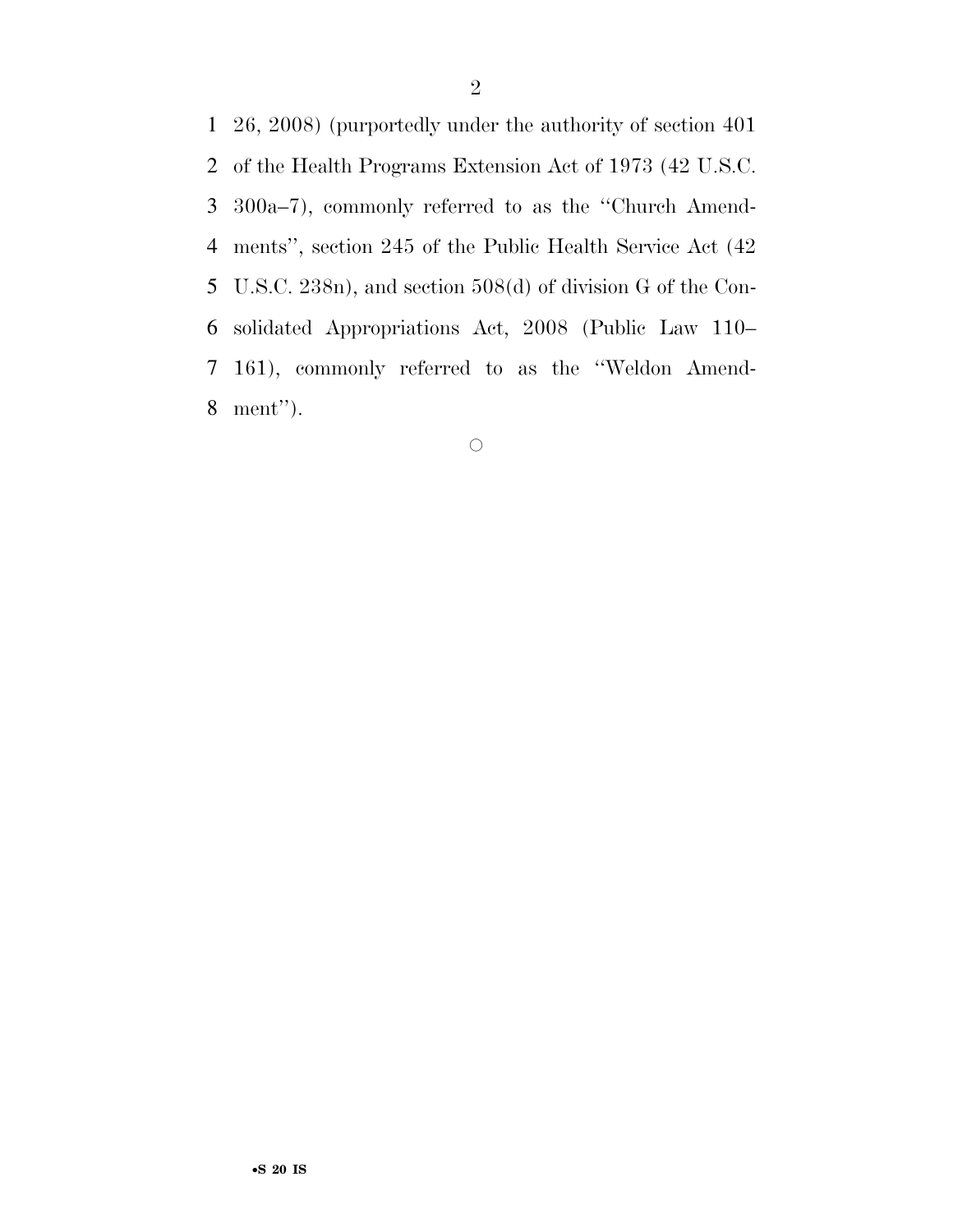26, 2008) (purportedly under the authority of section 401 of the Health Programs Extension Act of 1973 (42 U.S.C. 300a–7), commonly referred to as the ''Church Amendments'', section 245 of the Public Health Service Act (42 U.S.C. 238n), and section 508(d) of division G of the Consolidated Appropriations Act, 2008 (Public Law 110–161), commonly referred to as the ''Weldon Amendment'').

○